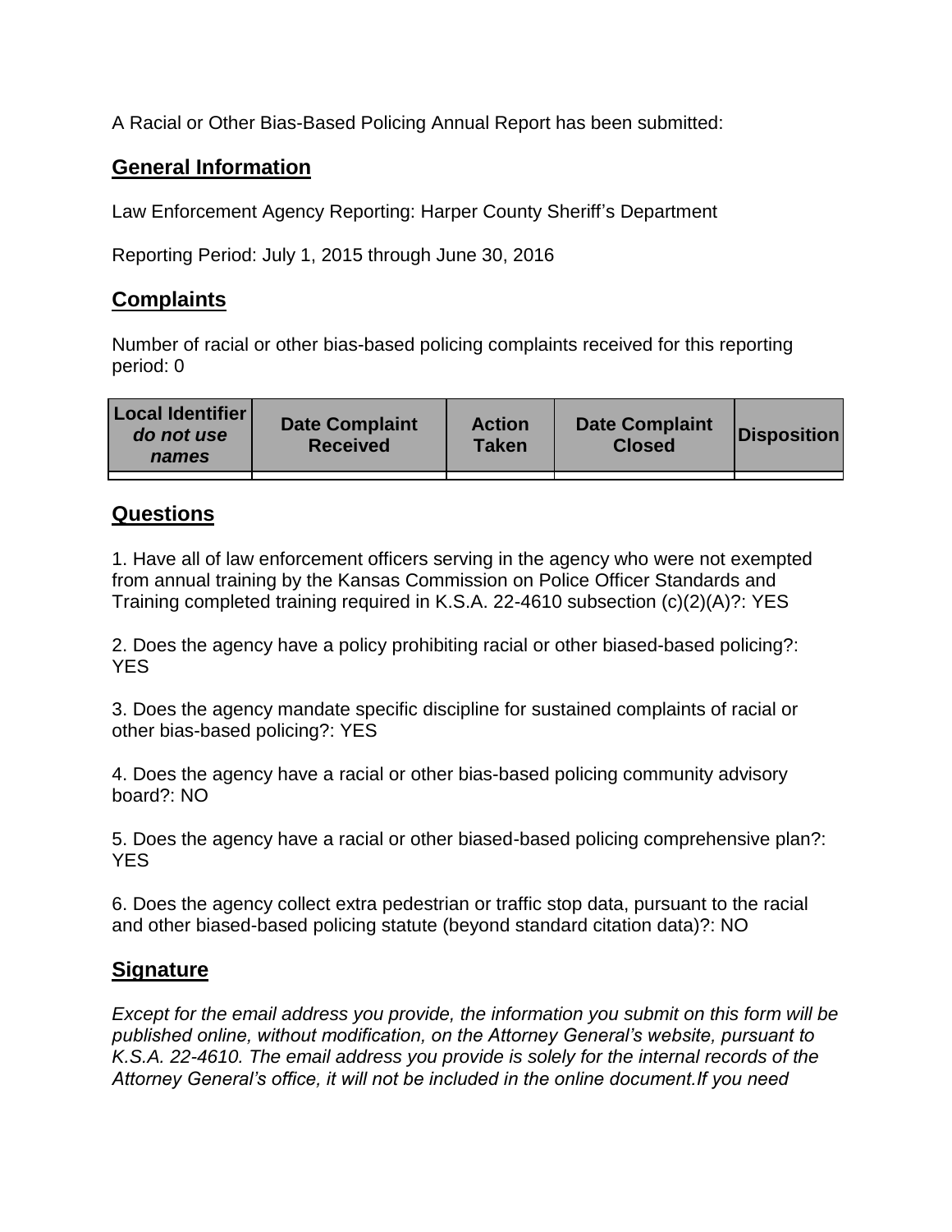A Racial or Other Bias-Based Policing Annual Report has been submitted:

## General Information

Law Enforcement Agency Reporting: Harper County Sheriff's Department

Reporting Period: July 1, 2015 through June 30, 2016

## Complaints

Number of racial or other bias-based policing complaints received for this reporting period: 0

| Local Identifier *do not use names* | Date Complaint Received | Action Taken | Date Complaint Closed | Disposition |
|---|---|---|---|---|
| | | | | |

## Questions

1. Have all of law enforcement officers serving in the agency who were not exempted from annual training by the Kansas Commission on Police Officer Standards and Training completed training required in K.S.A. 22-4610 subsection (c)(2)(A)?: YES

2. Does the agency have a policy prohibiting racial or other biased-based policing?: YES

3. Does the agency mandate specific discipline for sustained complaints of racial or other bias-based policing?: YES

4. Does the agency have a racial or other bias-based policing community advisory board?: NO

5. Does the agency have a racial or other biased-based policing comprehensive plan?: YES

6. Does the agency collect extra pedestrian or traffic stop data, pursuant to the racial and other biased-based policing statute (beyond standard citation data)?: NO

## Signature

*Except for the email address you provide, the information you submit on this form will be published online, without modification, on the Attorney General's website, pursuant to K.S.A. 22-4610. The email address you provide is solely for the internal records of the Attorney General's office, it will not be included in the online document.If you need*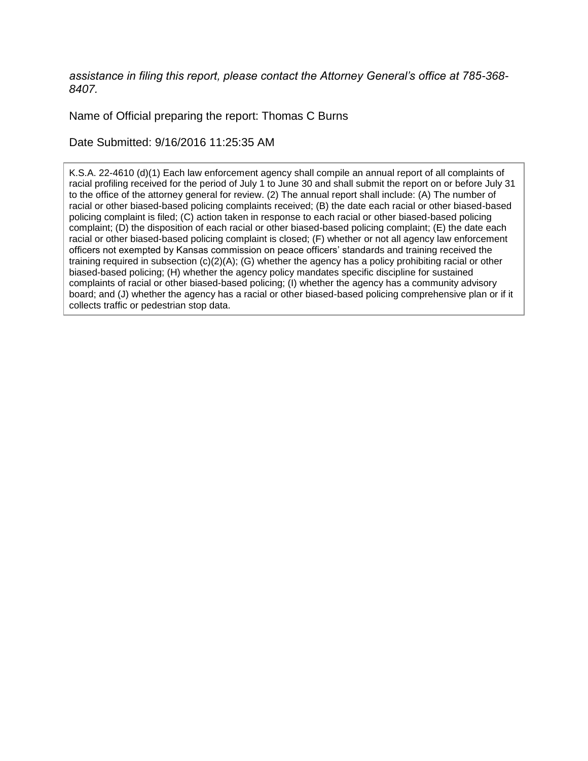*assistance in filing this report, please contact the Attorney General's office at 785-368-8407.*

Name of Official preparing the report: Thomas C Burns

Date Submitted: 9/16/2016 11:25:35 AM

K.S.A. 22-4610 (d)(1) Each law enforcement agency shall compile an annual report of all complaints of racial profiling received for the period of July 1 to June 30 and shall submit the report on or before July 31 to the office of the attorney general for review. (2) The annual report shall include: (A) The number of racial or other biased-based policing complaints received; (B) the date each racial or other biased-based policing complaint is filed; (C) action taken in response to each racial or other biased-based policing complaint; (D) the disposition of each racial or other biased-based policing complaint; (E) the date each racial or other biased-based policing complaint is closed; (F) whether or not all agency law enforcement officers not exempted by Kansas commission on peace officers' standards and training received the training required in subsection (c)(2)(A); (G) whether the agency has a policy prohibiting racial or other biased-based policing; (H) whether the agency policy mandates specific discipline for sustained complaints of racial or other biased-based policing; (I) whether the agency has a community advisory board; and (J) whether the agency has a racial or other biased-based policing comprehensive plan or if it collects traffic or pedestrian stop data.